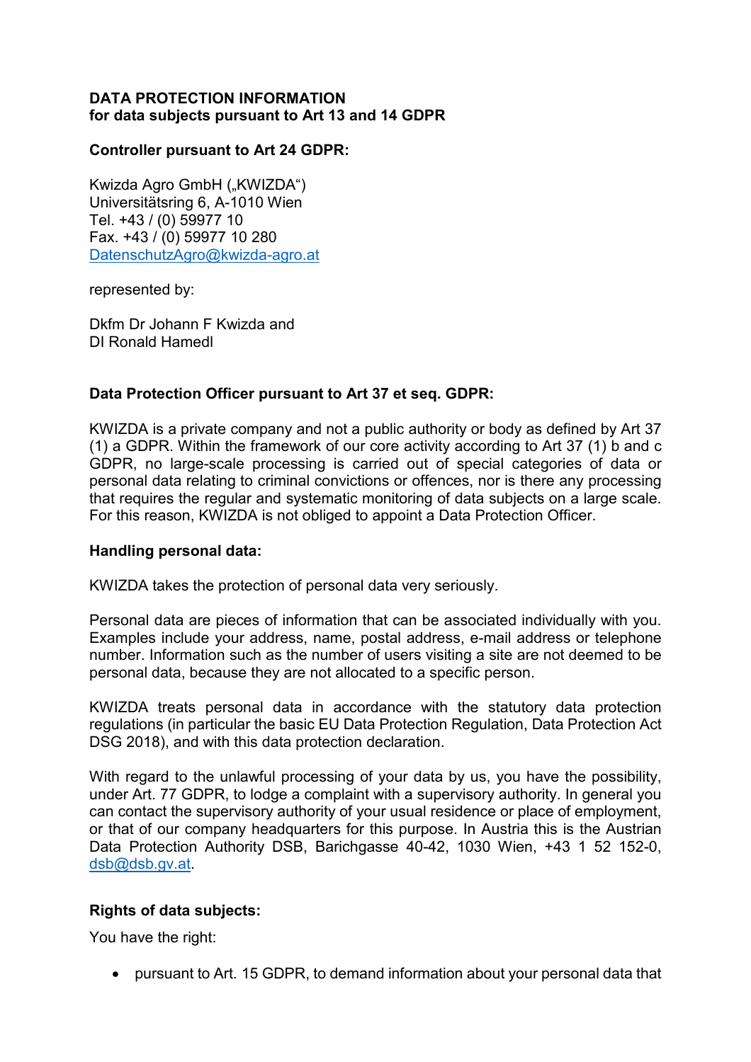**DATA PROTECTION INFORMATION**
**for data subjects pursuant to Art 13 and 14 GDPR**

**Controller pursuant to Art 24 GDPR:**

Kwizda Agro GmbH („KWIZDA“)
Universitätsring 6, A-1010 Wien
Tel. +43 / (0) 59977 10
Fax. +43 / (0) 59977 10 280
DatenschutzAgro@kwizda-agro.at

represented by:

Dkfm Dr Johann F Kwizda and
DI Ronald Hamedl

**Data Protection Officer pursuant to Art 37 et seq. GDPR:**

KWIZDA is a private company and not a public authority or body as defined by Art 37 (1) a GDPR. Within the framework of our core activity according to Art 37 (1) b and c GDPR, no large-scale processing is carried out of special categories of data or personal data relating to criminal convictions or offences, nor is there any processing that requires the regular and systematic monitoring of data subjects on a large scale. For this reason, KWIZDA is not obliged to appoint a Data Protection Officer.

**Handling personal data:**

KWIZDA takes the protection of personal data very seriously.

Personal data are pieces of information that can be associated individually with you. Examples include your address, name, postal address, e-mail address or telephone number. Information such as the number of users visiting a site are not deemed to be personal data, because they are not allocated to a specific person.

KWIZDA treats personal data in accordance with the statutory data protection regulations (in particular the basic EU Data Protection Regulation, Data Protection Act DSG 2018), and with this data protection declaration.

With regard to the unlawful processing of your data by us, you have the possibility, under Art. 77 GDPR, to lodge a complaint with a supervisory authority. In general you can contact the supervisory authority of your usual residence or place of employment, or that of our company headquarters for this purpose. In Austria this is the Austrian Data Protection Authority DSB, Barichgasse 40-42, 1030 Wien, +43 1 52 152-0, dsb@dsb.gv.at.

**Rights of data subjects:**

You have the right:

- pursuant to Art. 15 GDPR, to demand information about your personal data that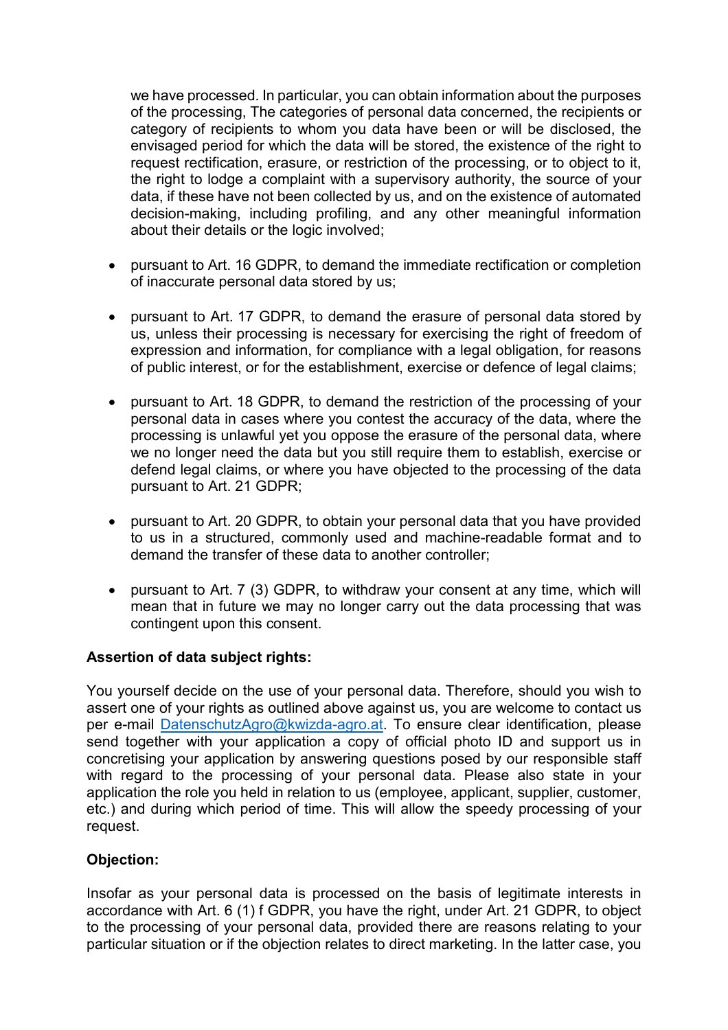we have processed. In particular, you can obtain information about the purposes of the processing, The categories of personal data concerned, the recipients or category of recipients to whom you data have been or will be disclosed, the envisaged period for which the data will be stored, the existence of the right to request rectification, erasure, or restriction of the processing, or to object to it, the right to lodge a complaint with a supervisory authority, the source of your data, if these have not been collected by us, and on the existence of automated decision-making, including profiling, and any other meaningful information about their details or the logic involved;

- pursuant to Art. 16 GDPR, to demand the immediate rectification or completion of inaccurate personal data stored by us;
- pursuant to Art. 17 GDPR, to demand the erasure of personal data stored by us, unless their processing is necessary for exercising the right of freedom of expression and information, for compliance with a legal obligation, for reasons of public interest, or for the establishment, exercise or defence of legal claims;
- pursuant to Art. 18 GDPR, to demand the restriction of the processing of your personal data in cases where you contest the accuracy of the data, where the processing is unlawful yet you oppose the erasure of the personal data, where we no longer need the data but you still require them to establish, exercise or defend legal claims, or where you have objected to the processing of the data pursuant to Art. 21 GDPR;
- pursuant to Art. 20 GDPR, to obtain your personal data that you have provided to us in a structured, commonly used and machine-readable format and to demand the transfer of these data to another controller;
- pursuant to Art. 7 (3) GDPR, to withdraw your consent at any time, which will mean that in future we may no longer carry out the data processing that was contingent upon this consent.

**Assertion of data subject rights:**

You yourself decide on the use of your personal data. Therefore, should you wish to assert one of your rights as outlined above against us, you are welcome to contact us per e-mail DatenschutzAgro@kwizda-agro.at. To ensure clear identification, please send together with your application a copy of official photo ID and support us in concretising your application by answering questions posed by our responsible staff with regard to the processing of your personal data. Please also state in your application the role you held in relation to us (employee, applicant, supplier, customer, etc.) and during which period of time. This will allow the speedy processing of your request.

**Objection:**

Insofar as your personal data is processed on the basis of legitimate interests in accordance with Art. 6 (1) f GDPR, you have the right, under Art. 21 GDPR, to object to the processing of your personal data, provided there are reasons relating to your particular situation or if the objection relates to direct marketing. In the latter case, you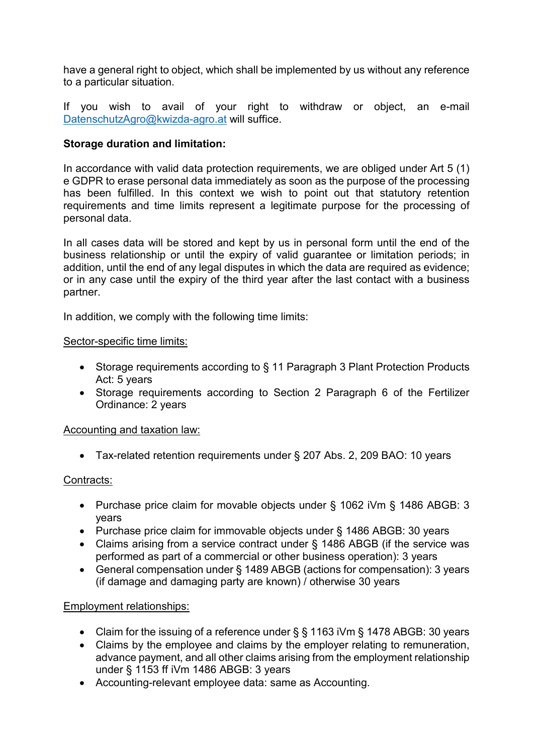have a general right to object, which shall be implemented by us without any reference to a particular situation.

If you wish to avail of your right to withdraw or object, an e-mail DatenschutzAgro@kwizda-agro.at will suffice.

**Storage duration and limitation:**

In accordance with valid data protection requirements, we are obliged under Art 5 (1) e GDPR to erase personal data immediately as soon as the purpose of the processing has been fulfilled. In this context we wish to point out that statutory retention requirements and time limits represent a legitimate purpose for the processing of personal data.

In all cases data will be stored and kept by us in personal form until the end of the business relationship or until the expiry of valid guarantee or limitation periods; in addition, until the end of any legal disputes in which the data are required as evidence; or in any case until the expiry of the third year after the last contact with a business partner.

In addition, we comply with the following time limits:

<u>Sector-specific time limits:</u>

- Storage requirements according to § 11 Paragraph 3 Plant Protection Products Act: 5 years
- Storage requirements according to Section 2 Paragraph 6 of the Fertilizer Ordinance: 2 years

<u>Accounting and taxation law:</u>

- Tax-related retention requirements under § 207 Abs. 2, 209 BAO: 10 years

<u>Contracts:</u>

- Purchase price claim for movable objects under § 1062 iVm § 1486 ABGB: 3 years
- Purchase price claim for immovable objects under § 1486 ABGB: 30 years
- Claims arising from a service contract under § 1486 ABGB (if the service was performed as part of a commercial or other business operation): 3 years
- General compensation under § 1489 ABGB (actions for compensation): 3 years (if damage and damaging party are known) / otherwise 30 years

<u>Employment relationships:</u>

- Claim for the issuing of a reference under § § 1163 iVm § 1478 ABGB: 30 years
- Claims by the employee and claims by the employer relating to remuneration, advance payment, and all other claims arising from the employment relationship under § 1153 ff iVm 1486 ABGB: 3 years
- Accounting-relevant employee data: same as Accounting.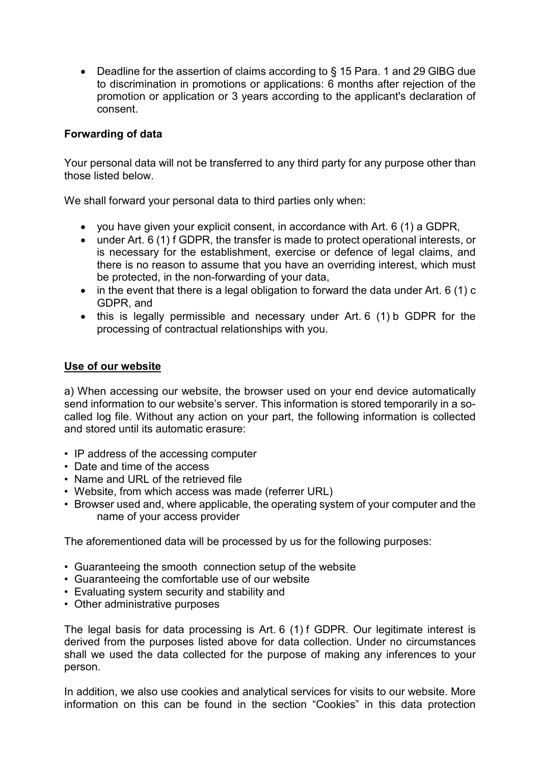- Deadline for the assertion of claims according to § 15 Para. 1 and 29 GlBG due to discrimination in promotions or applications: 6 months after rejection of the promotion or application or 3 years according to the applicant's declaration of consent.

**Forwarding of data**

Your personal data will not be transferred to any third party for any purpose other than those listed below.

We shall forward your personal data to third parties only when:

- you have given your explicit consent, in accordance with Art. 6 (1) a GDPR,
- under Art. 6 (1) f GDPR, the transfer is made to protect operational interests, or is necessary for the establishment, exercise or defence of legal claims, and there is no reason to assume that you have an overriding interest, which must be protected, in the non-forwarding of your data,
- in the event that there is a legal obligation to forward the data under Art. 6 (1) c GDPR, and
- this is legally permissible and necessary under Art. 6 (1) b GDPR for the processing of contractual relationships with you.

**Use of our website**

a) When accessing our website, the browser used on your end device automatically send information to our website's server. This information is stored temporarily in a so-called log file. Without any action on your part, the following information is collected and stored until its automatic erasure:

- IP address of the accessing computer
- Date and time of the access
- Name and URL of the retrieved file
- Website, from which access was made (referrer URL)
- Browser used and, where applicable, the operating system of your computer and the name of your access provider

The aforementioned data will be processed by us for the following purposes:

- Guaranteeing the smooth connection setup of the website
- Guaranteeing the comfortable use of our website
- Evaluating system security and stability and
- Other administrative purposes

The legal basis for data processing is Art. 6 (1) f GDPR. Our legitimate interest is derived from the purposes listed above for data collection. Under no circumstances shall we used the data collected for the purpose of making any inferences to your person.

In addition, we also use cookies and analytical services for visits to our website. More information on this can be found in the section "Cookies" in this data protection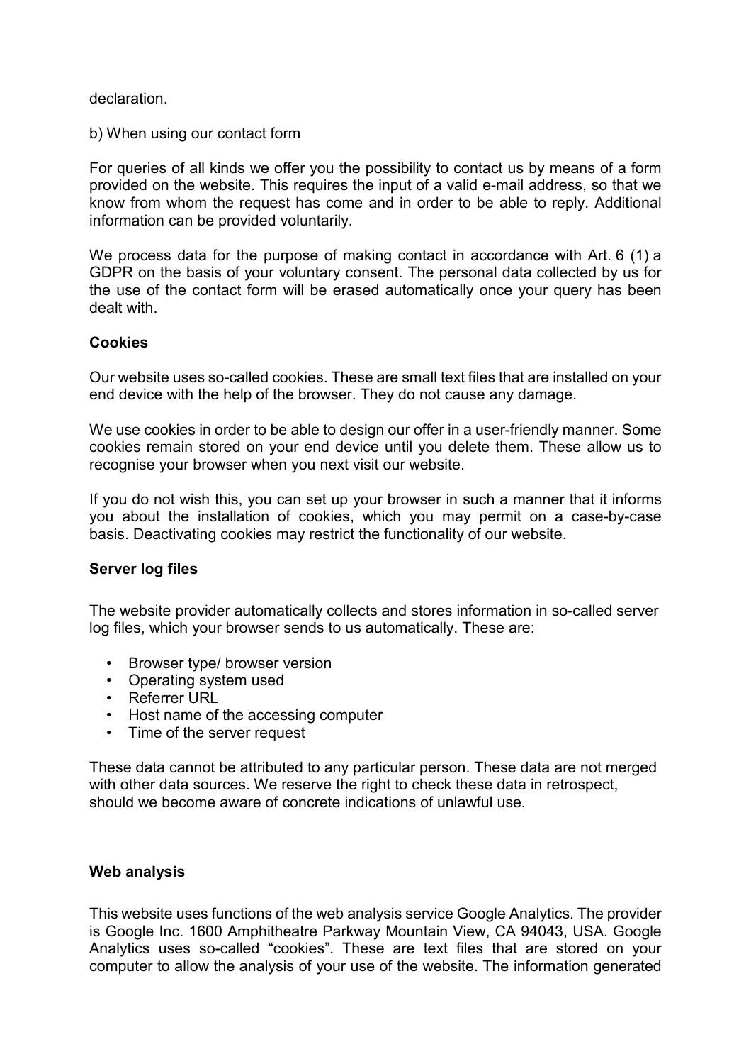declaration.

b) When using our contact form

For queries of all kinds we offer you the possibility to contact us by means of a form provided on the website. This requires the input of a valid e-mail address, so that we know from whom the request has come and in order to be able to reply. Additional information can be provided voluntarily.

We process data for the purpose of making contact in accordance with Art. 6 (1) a GDPR on the basis of your voluntary consent. The personal data collected by us for the use of the contact form will be erased automatically once your query has been dealt with.

**Cookies**

Our website uses so-called cookies. These are small text files that are installed on your end device with the help of the browser. They do not cause any damage.

We use cookies in order to be able to design our offer in a user-friendly manner. Some cookies remain stored on your end device until you delete them. These allow us to recognise your browser when you next visit our website.

If you do not wish this, you can set up your browser in such a manner that it informs you about the installation of cookies, which you may permit on a case-by-case basis. Deactivating cookies may restrict the functionality of our website.

**Server log files**

The website provider automatically collects and stores information in so-called server log files, which your browser sends to us automatically. These are:

- Browser type/ browser version
- Operating system used
- Referrer URL
- Host name of the accessing computer
- Time of the server request

These data cannot be attributed to any particular person. These data are not merged with other data sources. We reserve the right to check these data in retrospect, should we become aware of concrete indications of unlawful use.

**Web analysis**

This website uses functions of the web analysis service Google Analytics. The provider is Google Inc. 1600 Amphitheatre Parkway Mountain View, CA 94043, USA. Google Analytics uses so-called “cookies”. These are text files that are stored on your computer to allow the analysis of your use of the website. The information generated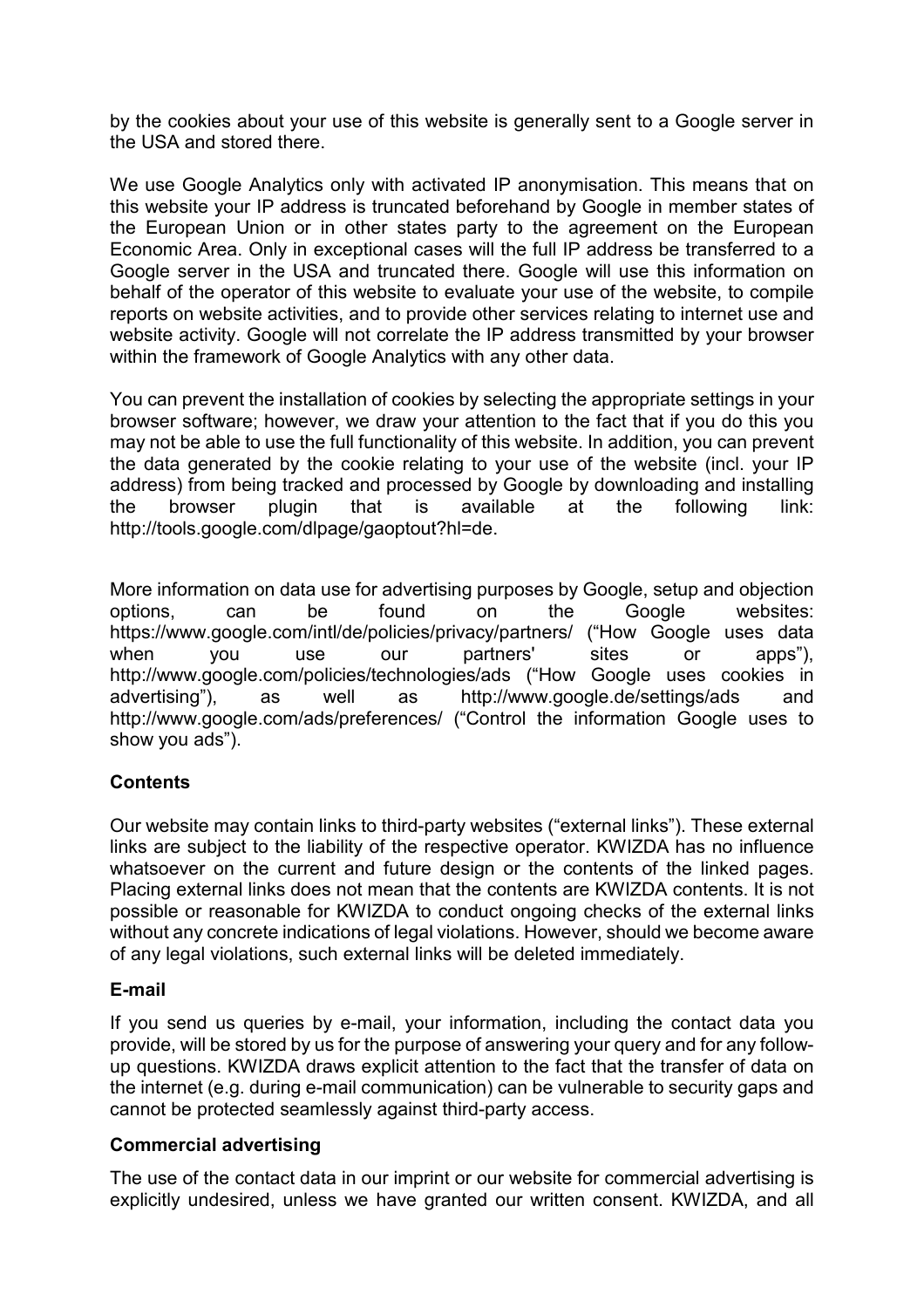by the cookies about your use of this website is generally sent to a Google server in the USA and stored there.

We use Google Analytics only with activated IP anonymisation. This means that on this website your IP address is truncated beforehand by Google in member states of the European Union or in other states party to the agreement on the European Economic Area. Only in exceptional cases will the full IP address be transferred to a Google server in the USA and truncated there. Google will use this information on behalf of the operator of this website to evaluate your use of the website, to compile reports on website activities, and to provide other services relating to internet use and website activity. Google will not correlate the IP address transmitted by your browser within the framework of Google Analytics with any other data.

You can prevent the installation of cookies by selecting the appropriate settings in your browser software; however, we draw your attention to the fact that if you do this you may not be able to use the full functionality of this website. In addition, you can prevent the data generated by the cookie relating to your use of the website (incl. your IP address) from being tracked and processed by Google by downloading and installing the browser plugin that is available at the following link: http://tools.google.com/dlpage/gaoptout?hl=de.

More information on data use for advertising purposes by Google, setup and objection options, can be found on the Google websites: https://www.google.com/intl/de/policies/privacy/partners/ ("How Google uses data when you use our partners' sites or apps"), http://www.google.com/policies/technologies/ads ("How Google uses cookies in advertising"), as well as http://www.google.de/settings/ads and http://www.google.com/ads/preferences/ ("Control the information Google uses to show you ads").

**Contents**

Our website may contain links to third-party websites ("external links"). These external links are subject to the liability of the respective operator. KWIZDA has no influence whatsoever on the current and future design or the contents of the linked pages. Placing external links does not mean that the contents are KWIZDA contents. It is not possible or reasonable for KWIZDA to conduct ongoing checks of the external links without any concrete indications of legal violations. However, should we become aware of any legal violations, such external links will be deleted immediately.

**E-mail**

If you send us queries by e-mail, your information, including the contact data you provide, will be stored by us for the purpose of answering your query and for any follow-up questions. KWIZDA draws explicit attention to the fact that the transfer of data on the internet (e.g. during e-mail communication) can be vulnerable to security gaps and cannot be protected seamlessly against third-party access.

**Commercial advertising**

The use of the contact data in our imprint or our website for commercial advertising is explicitly undesired, unless we have granted our written consent. KWIZDA, and all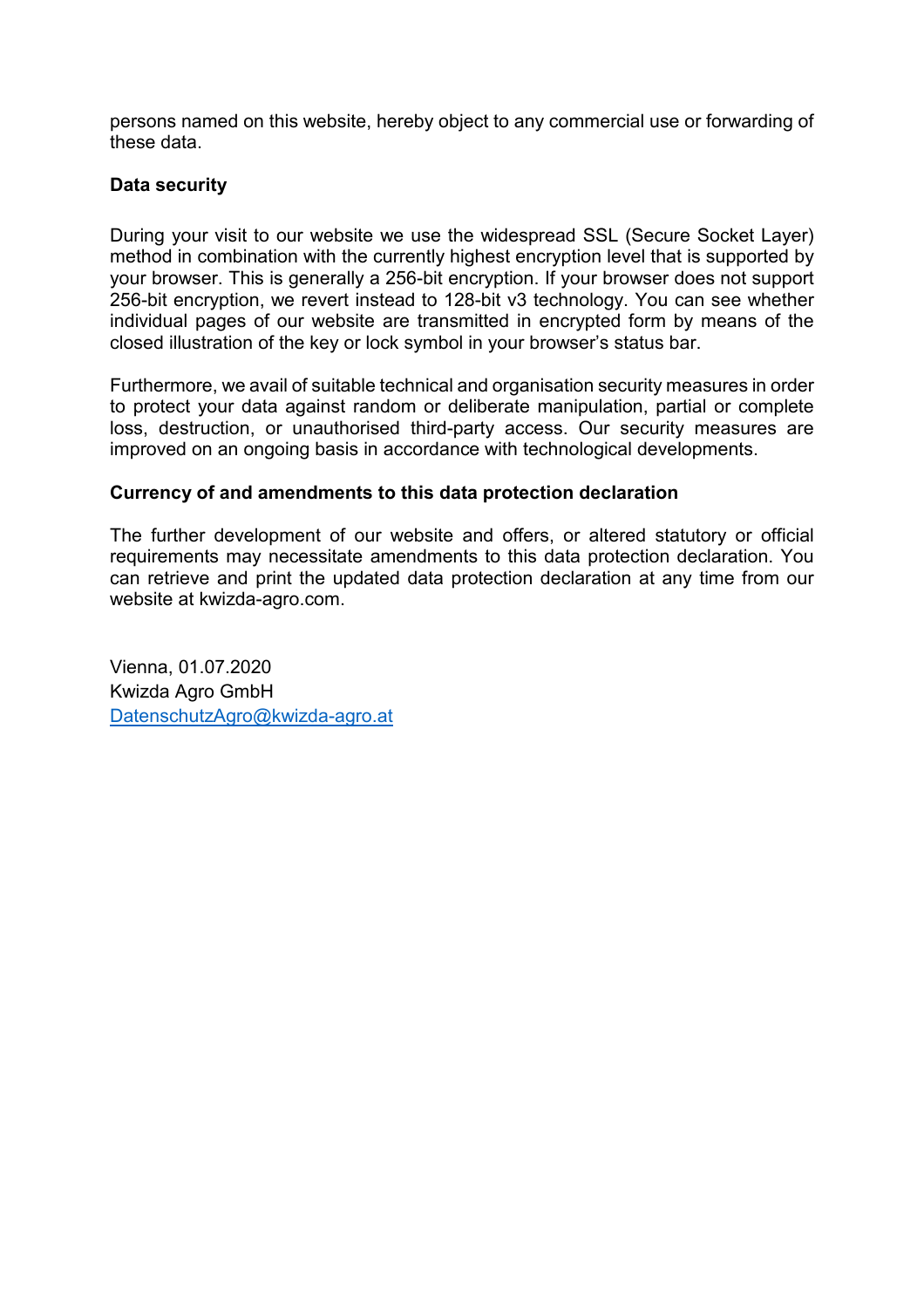persons named on this website, hereby object to any commercial use or forwarding of these data.

**Data security**

During your visit to our website we use the widespread SSL (Secure Socket Layer) method in combination with the currently highest encryption level that is supported by your browser. This is generally a 256-bit encryption. If your browser does not support 256-bit encryption, we revert instead to 128-bit v3 technology. You can see whether individual pages of our website are transmitted in encrypted form by means of the closed illustration of the key or lock symbol in your browser's status bar.

Furthermore, we avail of suitable technical and organisation security measures in order to protect your data against random or deliberate manipulation, partial or complete loss, destruction, or unauthorised third-party access. Our security measures are improved on an ongoing basis in accordance with technological developments.

**Currency of and amendments to this data protection declaration**

The further development of our website and offers, or altered statutory or official requirements may necessitate amendments to this data protection declaration. You can retrieve and print the updated data protection declaration at any time from our website at kwizda-agro.com.

Vienna, 01.07.2020
Kwizda Agro GmbH
DatenschutzAgro@kwizda-agro.at